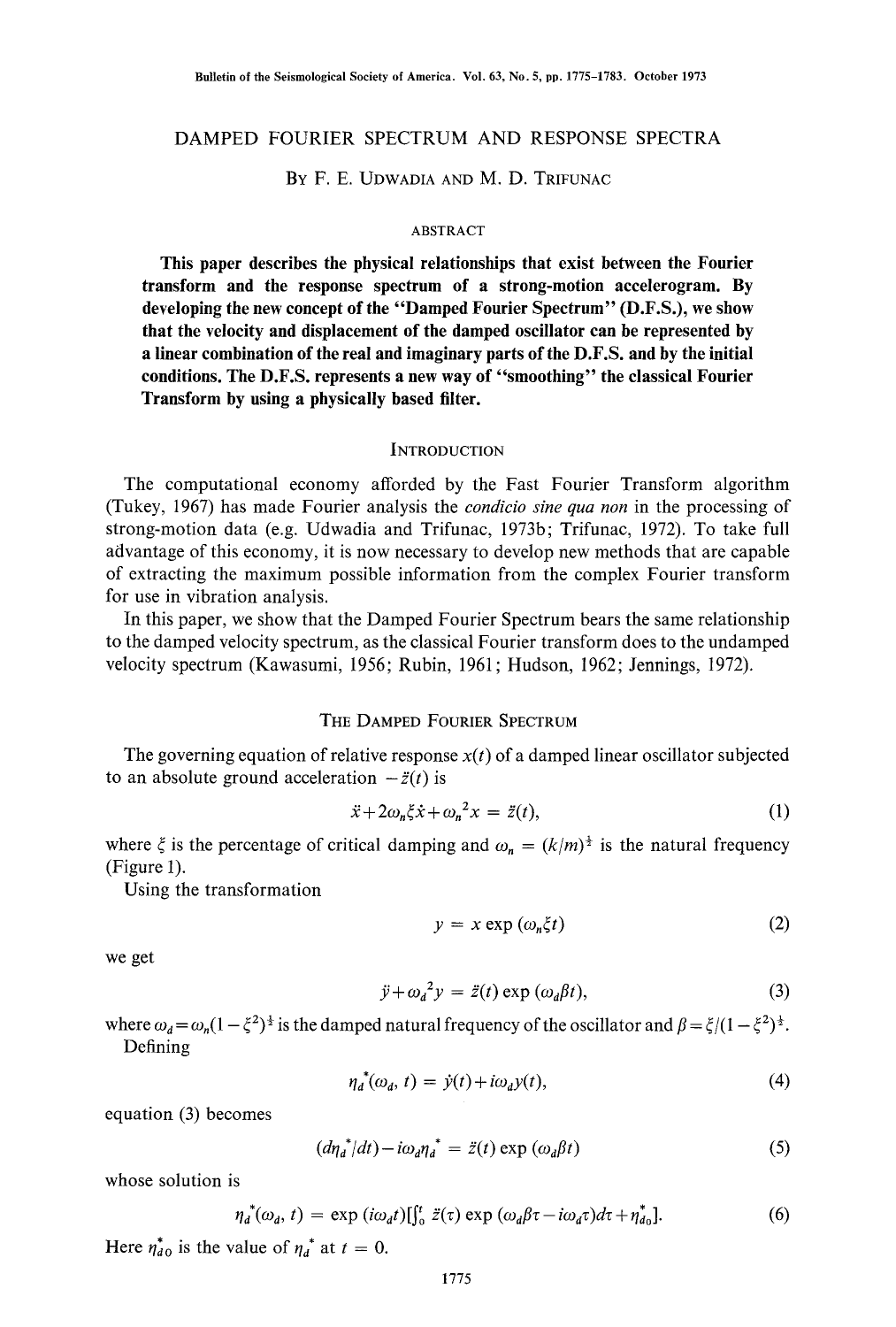# DAMPED FOURIER SPECTRUM AND RESPONSE SPECTRA

By F. E. Udwadia and M. D. Trifunac

## ABSTRACT

**This paper describes the physical relationships that exist between the Fourier transform and the response spectrum of a strong-motion accelerogram. By developing the new concept of the "Damped Fourier Spectrum" (D.F.S.), we show that the velocity and displacement of the damped oscillator can be represented by a linear combination of the real and imaginary parts of the D.F.S. and by the initial conditions. The D.F.S. represents a new way of "smoothing" the classical Fourier Transform by using a physically based filter.**

## INTRODUCTION

The computational economy afforded by the Fast Fourier Transform algorithm (Tukey, 1967) has made Fourier analysis the *condicio sine qua non* in the processing of strong-motion data (e.g. Udwadia and Trifunac, 1973b; Trifunac, 1972). To take full advantage of this economy, it is now necessary to develop new methods that are capable of extracting the maximum possible information from the complex Fourier transform for use in vibration analysis.

In this paper, we show that the Damped Fourier Spectrum bears the same relationship to the damped velocity spectrum, as the classical Fourier transform does to the undamped velocity spectrum (Kawasumi, 1956; Rubin, 1961; Hudson, 1962; Jennings, 1972).

## THE DAMPED FOURIER SPECTRUM

The governing equation of relative response $x(t)$ of a damped linear oscillator subjected to an absolute ground acceleration $-\ddot{z}(t)$ is

$$\ddot{x}+2\omega_n\xi\dot{x}+\omega_n^2 x = \ddot{z}(t), \tag{1}$$

where $\xi$ is the percentage of critical damping and $\omega_n = (k/m)^{\frac{1}{2}}$ is the natural frequency (Figure 1).

Using the transformation

$$y = x \exp(\omega_n \xi t) \tag{2}$$

we get

$$\ddot{y}+\omega_d^2 y = \ddot{z}(t)\exp(\omega_d \beta t), \tag{3}$$

where $\omega_d = \omega_n(1-\xi^2)^{\frac{1}{2}}$ is the damped natural frequency of the oscillator and $\beta = \xi/(1-\xi^2)^{\frac{1}{2}}$.

Defining

$$\eta_d^*(\omega_d, t) = \dot{y}(t)+i\omega_d y(t), \tag{4}$$

equation (3) becomes

$$(d\eta_d^*/dt)-i\omega_d\eta_d^* = \ddot{z}(t)\exp(\omega_d\beta t) \tag{5}$$

whose solution is

$$\eta_d^*(\omega_d, t) = \exp(i\omega_d t)\left[\int_0^t \ddot{z}(\tau)\exp(\omega_d\beta\tau - i\omega_d\tau)d\tau + \eta_{d0}^*\right]. \tag{6}$$

Here $\eta_{d0}^*$ is the value of $\eta_d^*$ at $t = 0$.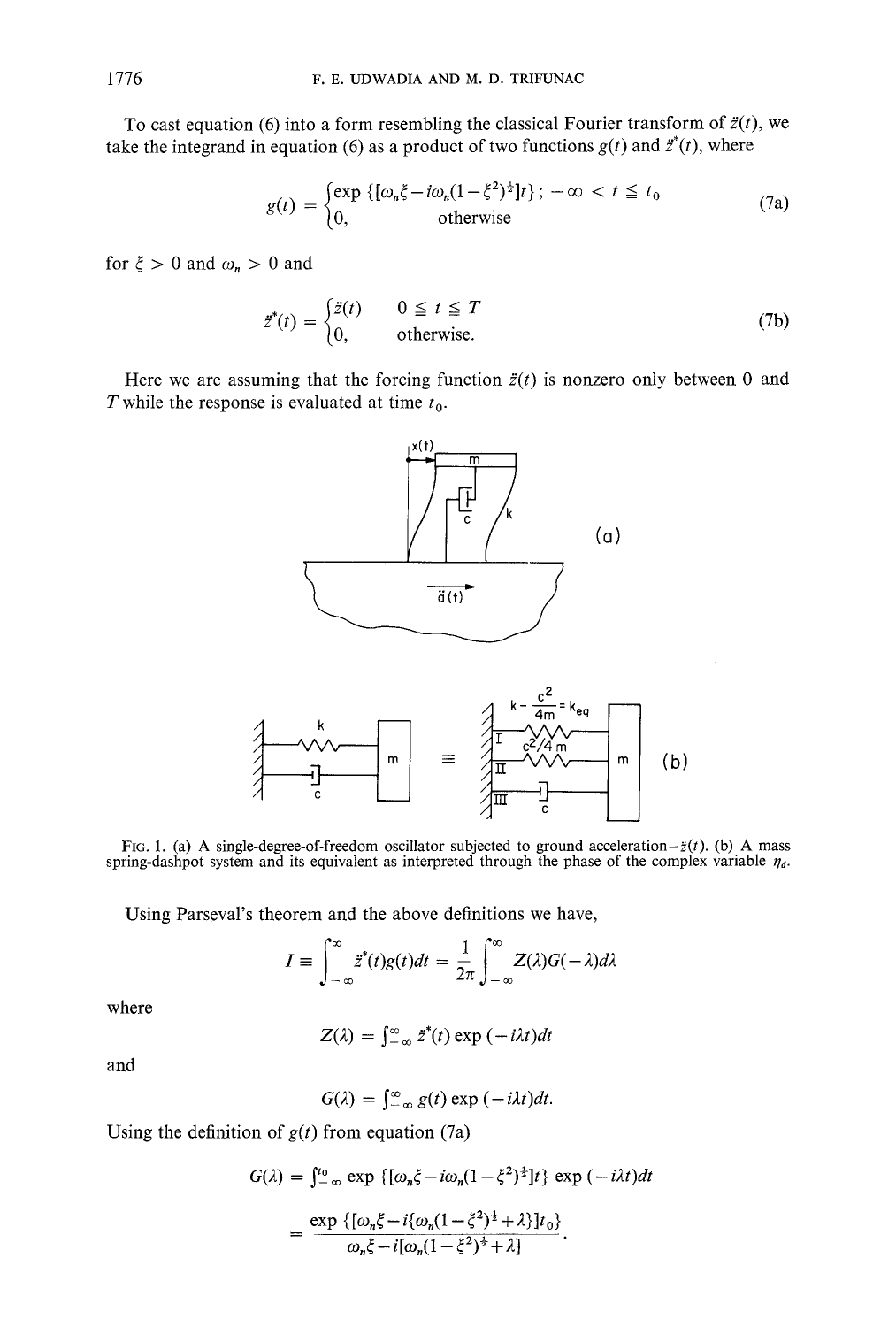To cast equation (6) into a form resembling the classical Fourier transform of $\ddot{z}(t)$, we take the integrand in equation (6) as a product of two functions $g(t)$ and $\ddot{z}^*(t)$, where

$$g(t) = \begin{cases} \exp\{[\omega_n \xi - i\omega_n(1-\xi^2)^{\frac{1}{2}}]t\}; & -\infty < t \leq t_0 \\ 0, & \text{otherwise} \end{cases} \tag{7a}$$

for $\xi > 0$ and $\omega_n > 0$ and

$$\ddot{z}^*(t) = \begin{cases} \ddot{z}(t) & 0 \leq t \leq T \\ 0, & \text{otherwise.} \end{cases} \tag{7b}$$

Here we are assuming that the forcing function $\ddot{z}(t)$ is nonzero only between 0 and $T$ while the response is evaluated at time $t_0$.

FIG. 1. (a) A single-degree-of-freedom oscillator subjected to ground acceleration $-\ddot{z}(t)$. (b) A mass spring-dashpot system and its equivalent as interpreted through the phase of the complex variable $\eta_d$.

Using Parseval's theorem and the above definitions we have,

$$I \equiv \int_{-\infty}^{\infty} \ddot{z}^*(t) g(t) dt = \frac{1}{2\pi} \int_{-\infty}^{\infty} Z(\lambda) G(-\lambda) d\lambda$$

where

$$Z(\lambda) = \int_{-\infty}^{\infty} \ddot{z}^*(t) \exp(-i\lambda t) dt$$

and

$$G(\lambda) = \int_{-\infty}^{\infty} g(t) \exp(-i\lambda t) dt.$$

Using the definition of $g(t)$ from equation (7a)

$$G(\lambda) = \int_{-\infty}^{t_0} \exp\{[\omega_n \xi - i\omega_n(1-\xi^2)^{\frac{1}{2}}]t\} \exp(-i\lambda t) dt$$

$$= \frac{\exp\{[\omega_n \xi - i\{\omega_n(1-\xi^2)^{\frac{1}{2}} + \lambda\}]t_0\}}{\omega_n \xi - i[\omega_n(1-\xi^2)^{\frac{1}{2}} + \lambda]}.$$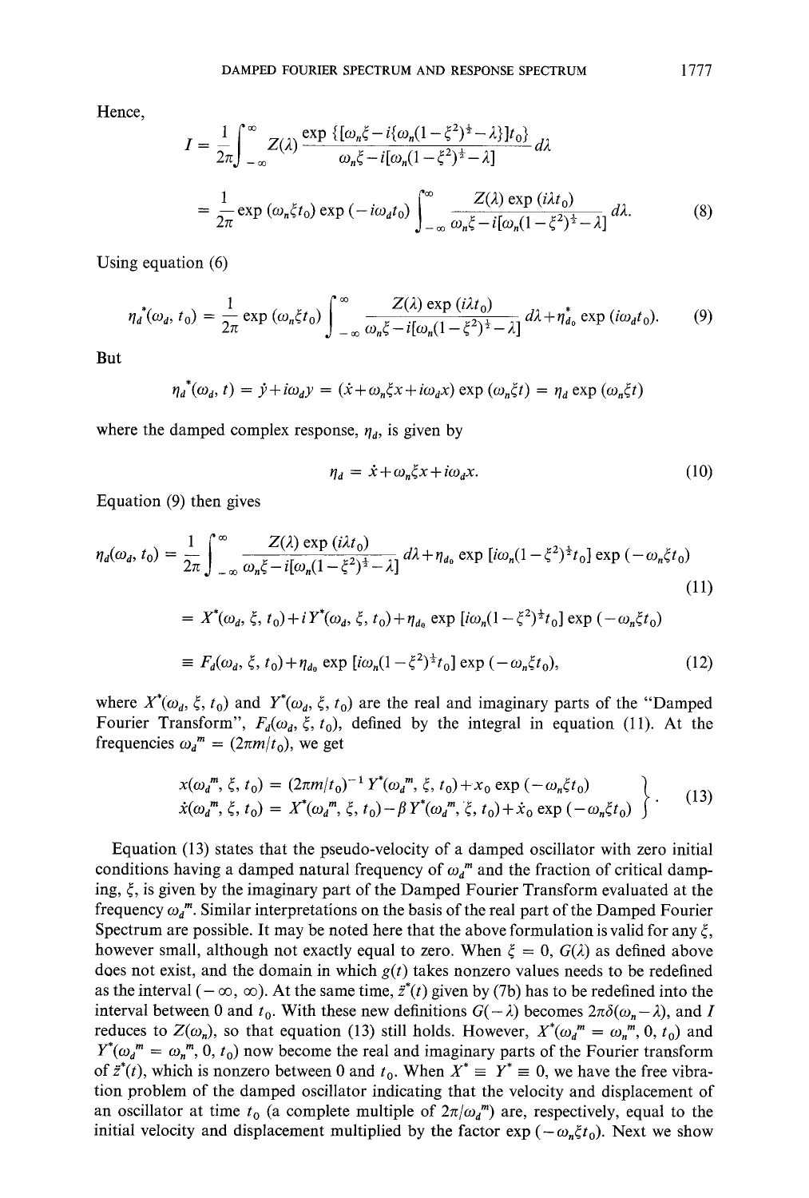Hence,

$$I = \frac{1}{2\pi}\int_{-\infty}^{\infty} Z(\lambda) \frac{\exp\{[\omega_n \xi - i\{\omega_n(1-\xi^2)^{\frac{1}{2}} - \lambda\}]t_0\}}{\omega_n \xi - i[\omega_n(1-\xi^2)^{\frac{1}{2}} - \lambda]} d\lambda$$

$$= \frac{1}{2\pi}\exp(\omega_n \xi t_0)\exp(-i\omega_d t_0)\int_{-\infty}^{\infty} \frac{Z(\lambda)\exp(i\lambda t_0)}{\omega_n \xi - i[\omega_n(1-\xi^2)^{\frac{1}{2}} - \lambda]} d\lambda. \tag{8}$$

Using equation (6)

$$\eta_d^*(\omega_d, t_0) = \frac{1}{2\pi}\exp(\omega_n \xi t_0)\int_{-\infty}^{\infty} \frac{Z(\lambda)\exp(i\lambda t_0)}{\omega_n \xi - i[\omega_n(1-\xi^2)^{\frac{1}{2}} - \lambda]} d\lambda + \eta_{d_0}^* \exp(i\omega_d t_0). \tag{9}$$

But

$$\eta_d^*(\omega_d, t) = \dot{y} + i\omega_d y = (\dot{x} + \omega_n \xi x + i\omega_d x)\exp(\omega_n \xi t) = \eta_d \exp(\omega_n \xi t)$$

where the damped complex response, $\eta_d$, is given by

$$\eta_d = \dot{x} + \omega_n \xi x + i\omega_d x. \tag{10}$$

Equation (9) then gives

$$\eta_d(\omega_d, t_0) = \frac{1}{2\pi}\int_{-\infty}^{\infty} \frac{Z(\lambda)\exp(i\lambda t_0)}{\omega_n \xi - i[\omega_n(1-\xi^2)^{\frac{1}{2}} - \lambda]} d\lambda + \eta_{d_0}\exp[i\omega_n(1-\xi^2)^{\frac{1}{2}} t_0]\exp(-\omega_n \xi t_0) \tag{11}$$

$$= X^*(\omega_d, \xi, t_0) + iY^*(\omega_d, \xi, t_0) + \eta_{d_0}\exp[i\omega_n(1-\xi^2)^{\frac{1}{2}} t_0]\exp(-\omega_n \xi t_0)$$

$$\equiv F_d(\omega_d, \xi, t_0) + \eta_{d_0}\exp[i\omega_n(1-\xi^2)^{\frac{1}{2}} t_0]\exp(-\omega_n \xi t_0), \tag{12}$$

where $X^*(\omega_d, \xi, t_0)$ and $Y^*(\omega_d, \xi, t_0)$ are the real and imaginary parts of the "Damped Fourier Transform", $F_d(\omega_d, \xi, t_0)$, defined by the integral in equation (11). At the frequencies $\omega_d^m = (2\pi m/t_0)$, we get

$$\left.\begin{aligned} x(\omega_d^m, \xi, t_0) &= (2\pi m/t_0)^{-1} Y^*(\omega_d^m, \xi, t_0) + x_0 \exp(-\omega_n \xi t_0) \\ \dot{x}(\omega_d^m, \xi, t_0) &= X^*(\omega_d^m, \xi, t_0) - \beta Y^*(\omega_d^m, \xi, t_0) + \dot{x}_0 \exp(-\omega_n \xi t_0) \end{aligned}\right\}. \tag{13}$$

Equation (13) states that the pseudo-velocity of a damped oscillator with zero initial conditions having a damped natural frequency of $\omega_d^m$ and the fraction of critical damping, $\xi$, is given by the imaginary part of the Damped Fourier Transform evaluated at the frequency $\omega_d^m$. Similar interpretations on the basis of the real part of the Damped Fourier Spectrum are possible. It may be noted here that the above formulation is valid for any $\xi$, however small, although not exactly equal to zero. When $\xi = 0$, $G(\lambda)$ as defined above does not exist, and the domain in which $g(t)$ takes nonzero values needs to be redefined as the interval $(-\infty, \infty)$. At the same time, $\ddot{z}^*(t)$ given by (7b) has to be redefined into the interval between 0 and $t_0$. With these new definitions $G(-\lambda)$ becomes $2\pi\delta(\omega_n - \lambda)$, and $I$ reduces to $Z(\omega_n)$, so that equation (13) still holds. However, $X^*(\omega_d^m = \omega_n^m, 0, t_0)$ and $Y^*(\omega_d^m = \omega_n^m, 0, t_0)$ now become the real and imaginary parts of the Fourier transform of $\ddot{z}^*(t)$, which is nonzero between 0 and $t_0$. When $X^* \equiv Y^* \equiv 0$, we have the free vibration problem of the damped oscillator indicating that the velocity and displacement of an oscillator at time $t_0$ (a complete multiple of $2\pi/\omega_d^m$) are, respectively, equal to the initial velocity and displacement multiplied by the factor $\exp(-\omega_n \xi t_0)$. Next we show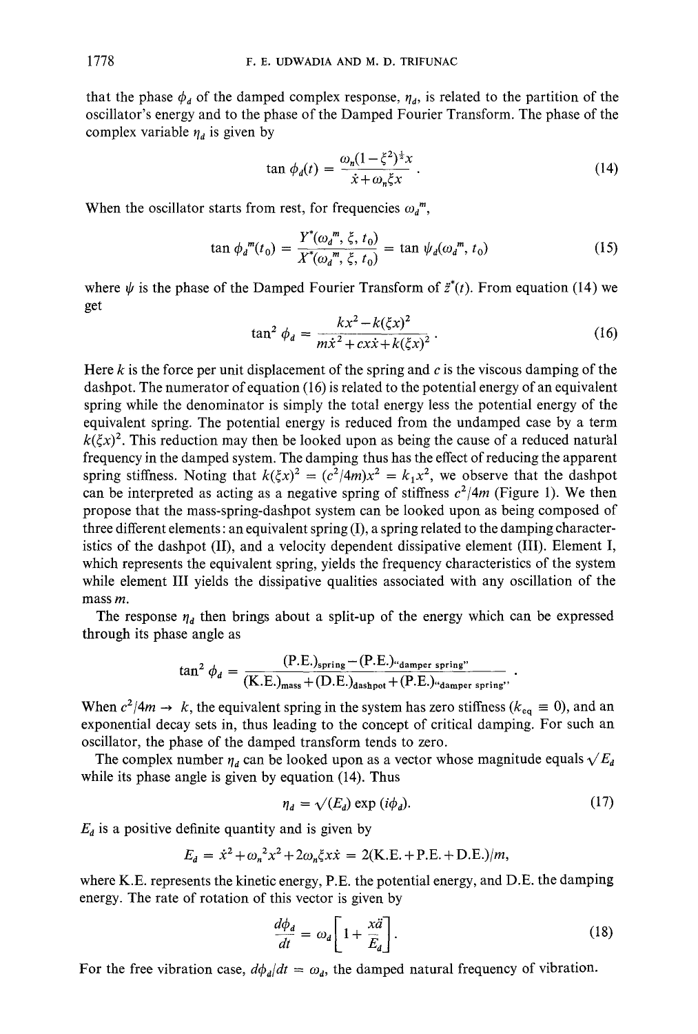that the phase $\phi_d$ of the damped complex response, $\eta_d$, is related to the partition of the oscillator's energy and to the phase of the Damped Fourier Transform. The phase of the complex variable $\eta_d$ is given by

$$\tan \phi_d(t) = \frac{\omega_n(1-\xi^2)^{\frac{1}{2}} x}{\dot{x} + \omega_n \xi x}. \tag{14}$$

When the oscillator starts from rest, for frequencies $\omega_d^m$,

$$\tan \phi_d^m(t_0) = \frac{Y^*(\omega_d^m, \xi, t_0)}{X^*(\omega_d^m, \xi, t_0)} = \tan \psi_d(\omega_d^m, t_0) \tag{15}$$

where $\psi$ is the phase of the Damped Fourier Transform of $\ddot{z}^*(t)$. From equation (14) we get

$$\tan^2 \phi_d = \frac{kx^2 - k(\xi x)^2}{m\dot{x}^2 + cx\dot{x} + k(\xi x)^2}. \tag{16}$$

Here $k$ is the force per unit displacement of the spring and $c$ is the viscous damping of the dashpot. The numerator of equation (16) is related to the potential energy of an equivalent spring while the denominator is simply the total energy less the potential energy of the equivalent spring. The potential energy is reduced from the undamped case by a term $k(\xi x)^2$. This reduction may then be looked upon as being the cause of a reduced natural frequency in the damped system. The damping thus has the effect of reducing the apparent spring stiffness. Noting that $k(\xi x)^2 = (c^2/4m)x^2 = k_1 x^2$, we observe that the dashpot can be interpreted as acting as a negative spring of stiffness $c^2/4m$ (Figure 1). We then propose that the mass-spring-dashpot system can be looked upon as being composed of three different elements: an equivalent spring (I), a spring related to the damping characteristics of the dashpot (II), and a velocity dependent dissipative element (III). Element I, which represents the equivalent spring, yields the frequency characteristics of the system while element III yields the dissipative qualities associated with any oscillation of the mass $m$.

The response $\eta_d$ then brings about a split-up of the energy which can be expressed through its phase angle as

$$\tan^2 \phi_d = \frac{(\text{P.E.})_{\text{spring}} - (\text{P.E.})_{\text{"damper spring"}}}{(\text{K.E.})_{\text{mass}} + (\text{D.E.})_{\text{dashpot}} + (\text{P.E.})_{\text{"damper spring"}}}.$$

When $c^2/4m \to k$, the equivalent spring in the system has zero stiffness ($k_{\text{eq}} \equiv 0$), and an exponential decay sets in, thus leading to the concept of critical damping. For such an oscillator, the phase of the damped transform tends to zero.

The complex number $\eta_d$ can be looked upon as a vector whose magnitude equals $\sqrt{E_d}$ while its phase angle is given by equation (14). Thus

$$\eta_d = \sqrt{(E_d)} \exp(i\phi_d). \tag{17}$$

$E_d$ is a positive definite quantity and is given by

$$E_d = \dot{x}^2 + \omega_n^2 x^2 + 2\omega_n \xi x \dot{x} = 2(\text{K.E.} + \text{P.E.} + \text{D.E.})/m,$$

where K.E. represents the kinetic energy, P.E. the potential energy, and D.E. the damping energy. The rate of rotation of this vector is given by

$$\frac{d\phi_d}{dt} = \omega_d \left[ 1 + \frac{x\ddot{a}}{E_d} \right]. \tag{18}$$

For the free vibration case, $d\phi_d/dt = \omega_d$, the damped natural frequency of vibration.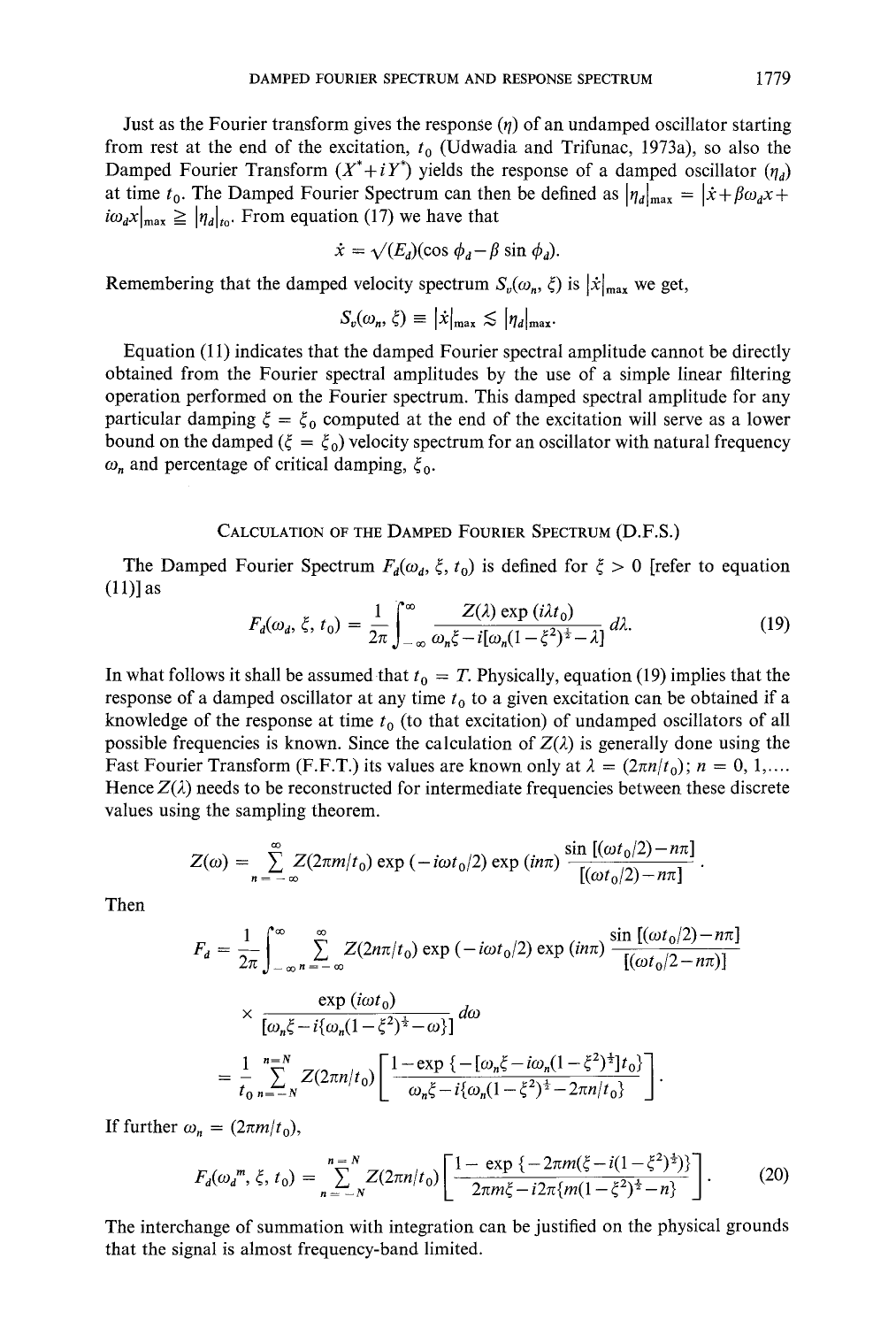Just as the Fourier transform gives the response ($\eta$) of an undamped oscillator starting from rest at the end of the excitation, $t_0$ (Udwadia and Trifunac, 1973a), so also the Damped Fourier Transform ($X^* + iY^*$) yields the response of a damped oscillator ($\eta_d$) at time $t_0$. The Damped Fourier Spectrum can then be defined as $|\eta_d|_{\max} = |\dot{x} + \beta\omega_d x + i\omega_d x|_{\max} \geqq |\eta_d|_{t_0}$. From equation (17) we have that

$$\dot{x} = \sqrt{(E_d)}(\cos\phi_d - \beta\sin\phi_d).$$

Remembering that the damped velocity spectrum $S_v(\omega_n, \xi)$ is $|\dot{x}|_{\max}$ we get,

$$S_v(\omega_n, \xi) \equiv |\dot{x}|_{\max} \lesssim |\eta_d|_{\max}.$$

Equation (11) indicates that the damped Fourier spectral amplitude cannot be directly obtained from the Fourier spectral amplitudes by the use of a simple linear filtering operation performed on the Fourier spectrum. This damped spectral amplitude for any particular damping $\xi = \xi_0$ computed at the end of the excitation will serve as a lower bound on the damped ($\xi = \xi_0$) velocity spectrum for an oscillator with natural frequency $\omega_n$ and percentage of critical damping, $\xi_0$.

## Calculation of the Damped Fourier Spectrum (D.F.S.)

The Damped Fourier Spectrum $F_d(\omega_d, \xi, t_0)$ is defined for $\xi > 0$ [refer to equation (11)] as

$$F_d(\omega_d, \xi, t_0) = \frac{1}{2\pi}\int_{-\infty}^{\infty} \frac{Z(\lambda)\exp(i\lambda t_0)}{\omega_n\xi - i[\omega_n(1-\xi^2)^{\frac{1}{2}} - \lambda]}\, d\lambda. \tag{19}$$

In what follows it shall be assumed that $t_0 = T$. Physically, equation (19) implies that the response of a damped oscillator at any time $t_0$ to a given excitation can be obtained if a knowledge of the response at time $t_0$ (to that excitation) of undamped oscillators of all possible frequencies is known. Since the calculation of $Z(\lambda)$ is generally done using the Fast Fourier Transform (F.F.T.) its values are known only at $\lambda = (2\pi n/t_0)$; $n = 0, 1, \ldots$. Hence $Z(\lambda)$ needs to be reconstructed for intermediate frequencies between these discrete values using the sampling theorem.

$$Z(\omega) = \sum_{n=-\infty}^{\infty} Z(2\pi m/t_0)\exp(-i\omega t_0/2)\exp(in\pi)\frac{\sin[(\omega t_0/2) - n\pi]}{[(\omega t_0/2) - n\pi]}.$$

Then

$$F_d = \frac{1}{2\pi}\int_{-\infty}^{\infty}\sum_{n=-\infty}^{\infty} Z(2n\pi/t_0)\exp(-i\omega t_0/2)\exp(in\pi)\frac{\sin[(\omega t_0/2) - n\pi]}{[(\omega t_0/2 - n\pi)]}$$

$$\times \frac{\exp(i\omega t_0)}{[\omega_n\xi - i\{\omega_n(1-\xi^2)^{\frac{1}{2}} - \omega\}]}\, d\omega$$

$$= \frac{1}{t_0}\sum_{n=-N}^{n=N} Z(2\pi n/t_0)\left[\frac{1 - \exp\{-[\omega_n\xi - i\omega_n(1-\xi^2)^{\frac{1}{2}}]t_0\}}{\omega_n\xi - i\{\omega_n(1-\xi^2)^{\frac{1}{2}} - 2\pi n/t_0\}}\right].$$

If further $\omega_n = (2\pi m/t_0)$,

$$F_d(\omega_d{}^m, \xi, t_0) = \sum_{n=-N}^{n=N} Z(2\pi n/t_0)\left[\frac{1 - \exp\{-2\pi m(\xi - i(1-\xi^2)^{\frac{1}{2}})\}}{2\pi m\xi - i2\pi\{m(1-\xi^2)^{\frac{1}{2}} - n\}}\right]. \tag{20}$$

The interchange of summation with integration can be justified on the physical grounds that the signal is almost frequency-band limited.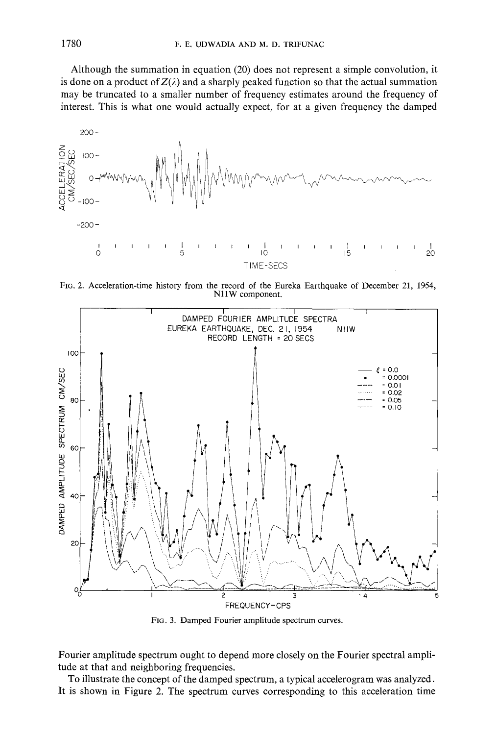Although the summation in equation (20) does not represent a simple convolution, it is done on a product of $Z(\lambda)$ and a sharply peaked function so that the actual summation may be truncated to a smaller number of frequency estimates around the frequency of interest. This is what one would actually expect, for at a given frequency the damped

FIG. 2. Acceleration-time history from the record of the Eureka Earthquake of December 21, 1954, N11W component.

FIG. 3. Damped Fourier amplitude spectrum curves.

Fourier amplitude spectrum ought to depend more closely on the Fourier spectral amplitude at that and neighboring frequencies.

To illustrate the concept of the damped spectrum, a typical accelerogram was analyzed. It is shown in Figure 2. The spectrum curves corresponding to this acceleration time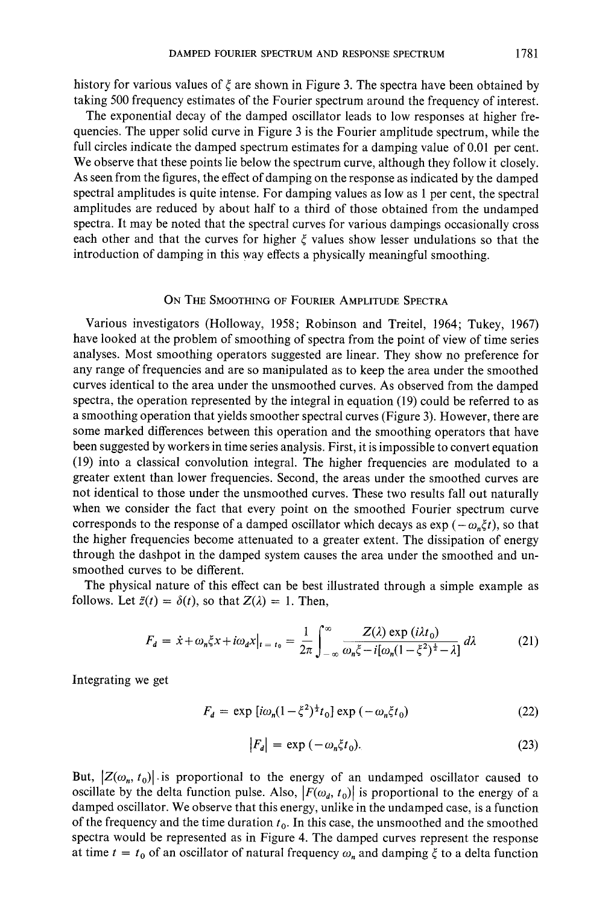history for various values of $\xi$ are shown in Figure 3. The spectra have been obtained by taking 500 frequency estimates of the Fourier spectrum around the frequency of interest.

The exponential decay of the damped oscillator leads to low responses at higher frequencies. The upper solid curve in Figure 3 is the Fourier amplitude spectrum, while the full circles indicate the damped spectrum estimates for a damping value of 0.01 per cent. We observe that these points lie below the spectrum curve, although they follow it closely. As seen from the figures, the effect of damping on the response as indicated by the damped spectral amplitudes is quite intense. For damping values as low as 1 per cent, the spectral amplitudes are reduced by about half to a third of those obtained from the undamped spectra. It may be noted that the spectral curves for various dampings occasionally cross each other and that the curves for higher $\xi$ values show lesser undulations so that the introduction of damping in this way effects a physically meaningful smoothing.

## On The Smoothing of Fourier Amplitude Spectra

Various investigators (Holloway, 1958; Robinson and Treitel, 1964; Tukey, 1967) have looked at the problem of smoothing of spectra from the point of view of time series analyses. Most smoothing operators suggested are linear. They show no preference for any range of frequencies and are so manipulated as to keep the area under the smoothed curves identical to the area under the unsmoothed curves. As observed from the damped spectra, the operation represented by the integral in equation (19) could be referred to as a smoothing operation that yields smoother spectral curves (Figure 3). However, there are some marked differences between this operation and the smoothing operators that have been suggested by workers in time series analysis. First, it is impossible to convert equation (19) into a classical convolution integral. The higher frequencies are modulated to a greater extent than lower frequencies. Second, the areas under the smoothed curves are not identical to those under the unsmoothed curves. These two results fall out naturally when we consider the fact that every point on the smoothed Fourier spectrum curve corresponds to the response of a damped oscillator which decays as $\exp(-\omega_n \xi t)$, so that the higher frequencies become attenuated to a greater extent. The dissipation of energy through the dashpot in the damped system causes the area under the smoothed and unsmoothed curves to be different.

The physical nature of this effect can be best illustrated through a simple example as follows. Let $\ddot{z}(t) = \delta(t)$, so that $Z(\lambda) = 1$. Then,

$$F_d = \dot{x} + \omega_n \xi x + i\omega_d x\big|_{t=t_0} = \frac{1}{2\pi}\int_{-\infty}^{\infty} \frac{Z(\lambda)\exp(i\lambda t_0)}{\omega_n \xi - i[\omega_n(1-\xi^2)^{\frac{1}{2}} - \lambda]}\, d\lambda \tag{21}$$

Integrating we get

$$F_d = \exp[i\omega_n(1-\xi^2)^{\frac{1}{2}} t_0]\exp(-\omega_n \xi t_0) \tag{22}$$

$$|F_d| = \exp(-\omega_n \xi t_0). \tag{23}$$

But, $|Z(\omega_n, t_0)|$ is proportional to the energy of an undamped oscillator caused to oscillate by the delta function pulse. Also, $|F(\omega_d, t_0)|$ is proportional to the energy of a damped oscillator. We observe that this energy, unlike in the undamped case, is a function of the frequency and the time duration $t_0$. In this case, the unsmoothed and the smoothed spectra would be represented as in Figure 4. The damped curves represent the response at time $t = t_0$ of an oscillator of natural frequency $\omega_n$ and damping $\xi$ to a delta function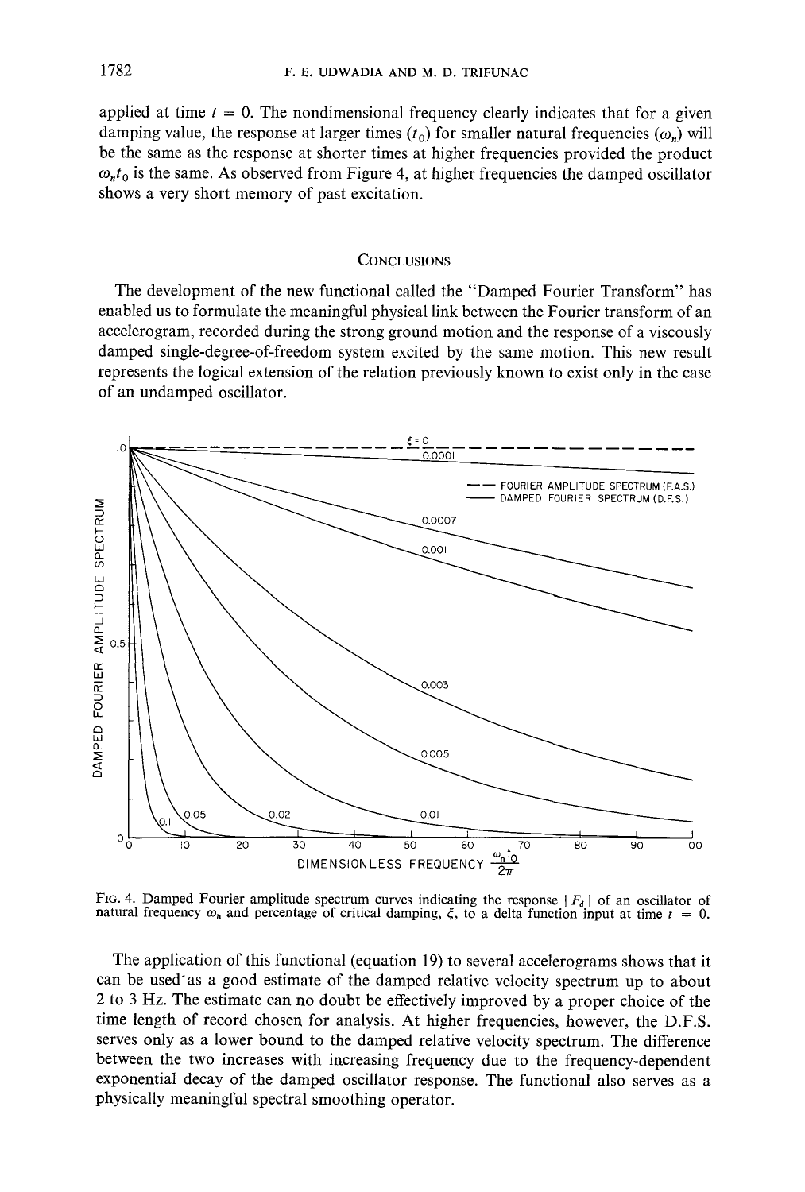applied at time $t = 0$. The nondimensional frequency clearly indicates that for a given damping value, the response at larger times ($t_0$) for smaller natural frequencies ($\omega_n$) will be the same as the response at shorter times at higher frequencies provided the product $\omega_n t_0$ is the same. As observed from Figure 4, at higher frequencies the damped oscillator shows a very short memory of past excitation.

## Conclusions

The development of the new functional called the "Damped Fourier Transform" has enabled us to formulate the meaningful physical link between the Fourier transform of an accelerogram, recorded during the strong ground motion and the response of a viscously damped single-degree-of-freedom system excited by the same motion. This new result represents the logical extension of the relation previously known to exist only in the case of an undamped oscillator.

FIG. 4. Damped Fourier amplitude spectrum curves indicating the response $|F_d|$ of an oscillator of natural frequency $\omega_n$ and percentage of critical damping, $\xi$, to a delta function input at time $t = 0$.

The application of this functional (equation 19) to several accelerograms shows that it can be used as a good estimate of the damped relative velocity spectrum up to about 2 to 3 Hz. The estimate can no doubt be effectively improved by a proper choice of the time length of record chosen for analysis. At higher frequencies, however, the D.F.S. serves only as a lower bound to the damped relative velocity spectrum. The difference between the two increases with increasing frequency due to the frequency-dependent exponential decay of the damped oscillator response. The functional also serves as a physically meaningful spectral smoothing operator.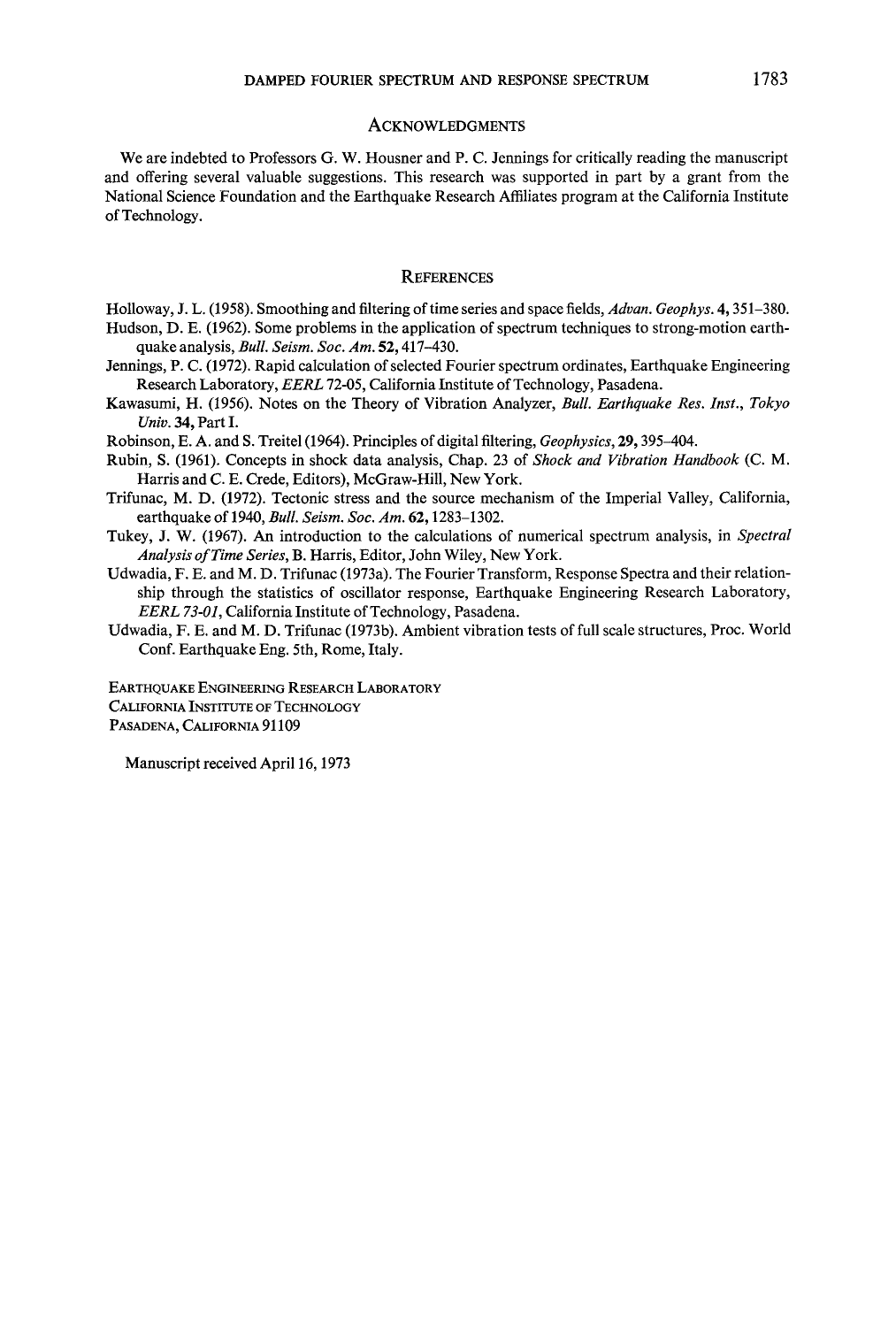## Acknowledgments

We are indebted to Professors G. W. Housner and P. C. Jennings for critically reading the manuscript and offering several valuable suggestions. This research was supported in part by a grant from the National Science Foundation and the Earthquake Research Affiliates program at the California Institute of Technology.

## References

Holloway, J. L. (1958). Smoothing and filtering of time series and space fields, *Advan. Geophys.* **4,** 351–380.

Hudson, D. E. (1962). Some problems in the application of spectrum techniques to strong-motion earthquake analysis, *Bull. Seism. Soc. Am.* **52,** 417–430.

Jennings, P. C. (1972). Rapid calculation of selected Fourier spectrum ordinates, Earthquake Engineering Research Laboratory, *EERL* 72-05, California Institute of Technology, Pasadena.

Kawasumi, H. (1956). Notes on the Theory of Vibration Analyzer, *Bull. Earthquake Res. Inst., Tokyo Univ.* **34,** Part I.

Robinson, E. A. and S. Treitel (1964). Principles of digital filtering, *Geophysics,* **29,** 395–404.

Rubin, S. (1961). Concepts in shock data analysis, Chap. 23 of *Shock and Vibration Handbook* (C. M. Harris and C. E. Crede, Editors), McGraw-Hill, New York.

Trifunac, M. D. (1972). Tectonic stress and the source mechanism of the Imperial Valley, California, earthquake of 1940, *Bull. Seism. Soc. Am.* **62,** 1283–1302.

Tukey, J. W. (1967). An introduction to the calculations of numerical spectrum analysis, in *Spectral Analysis of Time Series,* B. Harris, Editor, John Wiley, New York.

Udwadia, F. E. and M. D. Trifunac (1973a). The Fourier Transform, Response Spectra and their relationship through the statistics of oscillator response, Earthquake Engineering Research Laboratory, *EERL 73-01,* California Institute of Technology, Pasadena.

Udwadia, F. E. and M. D. Trifunac (1973b). Ambient vibration tests of full scale structures, Proc. World Conf. Earthquake Eng. 5th, Rome, Italy.

Earthquake Engineering Research Laboratory
California Institute of Technology
Pasadena, California 91109

Manuscript received April 16, 1973